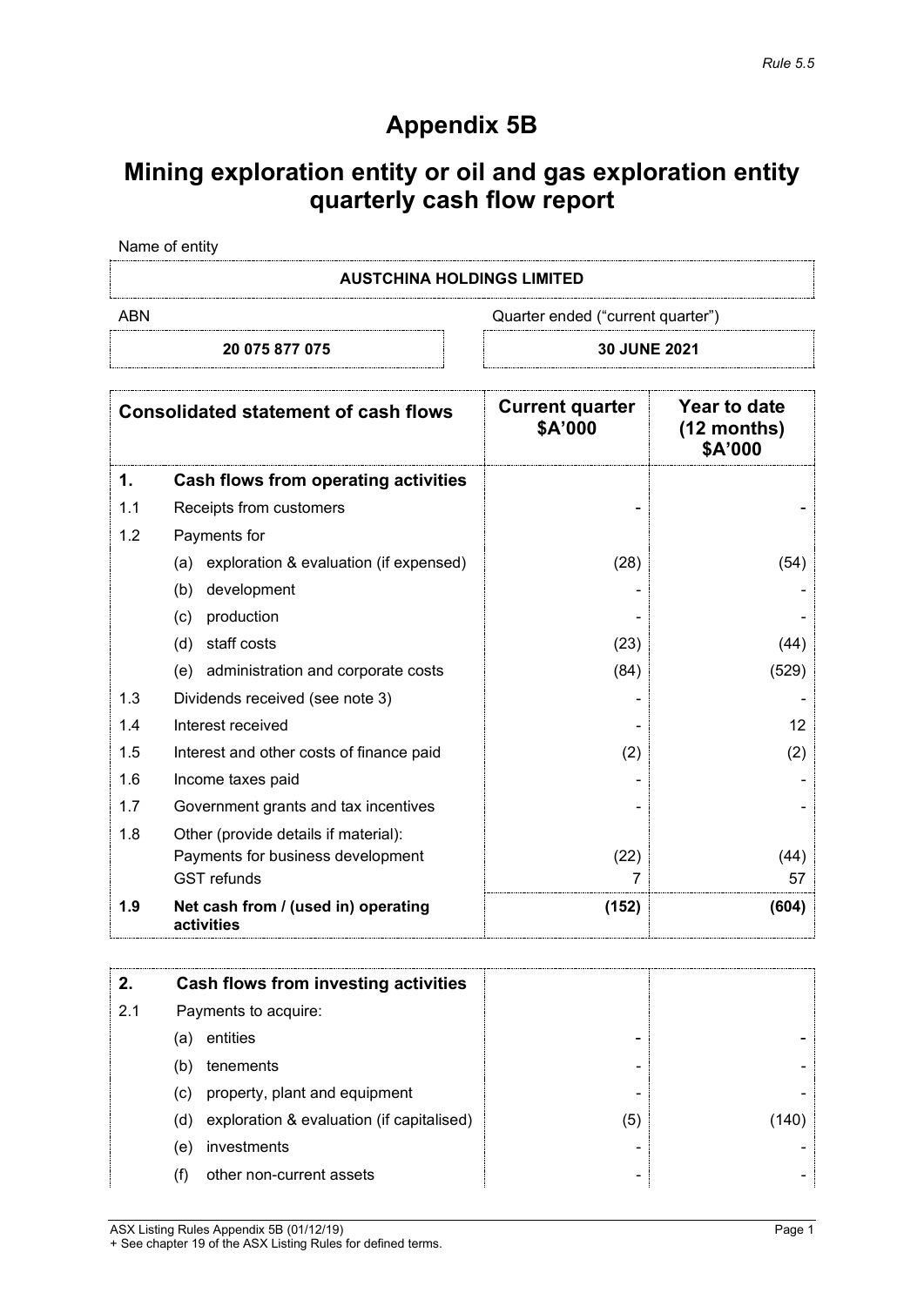Rule 5.5

# Appendix 5B

## Mining exploration entity or oil and gas exploration entity quarterly cash flow report

Name of entity

| AUSTCHINA HOLDINGS LIMITED | |
|---|---|
| **ABN** | **Quarter ended ("current quarter")** |
| 20 075 877 075 | 30 JUNE 2021 |

| | Consolidated statement of cash flows | Current quarter $A'000 | Year to date (12 months) $A'000 |
|---|---|---|---|
| **1.** | **Cash flows from operating activities** | | |
| 1.1 | Receipts from customers | - | - |
| 1.2 | Payments for | | |
| | (a) exploration & evaluation (if expensed) | (28) | (54) |
| | (b) development | - | - |
| | (c) production | - | - |
| | (d) staff costs | (23) | (44) |
| | (e) administration and corporate costs | (84) | (529) |
| 1.3 | Dividends received (see note 3) | - | - |
| 1.4 | Interest received | - | 12 |
| 1.5 | Interest and other costs of finance paid | (2) | (2) |
| 1.6 | Income taxes paid | - | - |
| 1.7 | Government grants and tax incentives | - | - |
| 1.8 | Other (provide details if material): | | |
| | Payments for business development | (22) | (44) |
| | GST refunds | 7 | 57 |
| **1.9** | **Net cash from / (used in) operating activities** | **(152)** | **(604)** |

| | | | |
|---|---|---|---|
| **2.** | **Cash flows from investing activities** | | |
| 2.1 | Payments to acquire: | | |
| | (a) entities | - | - |
| | (b) tenements | - | - |
| | (c) property, plant and equipment | - | - |
| | (d) exploration & evaluation (if capitalised) | (5) | (140) |
| | (e) investments | - | - |
| | (f) other non-current assets | - | - |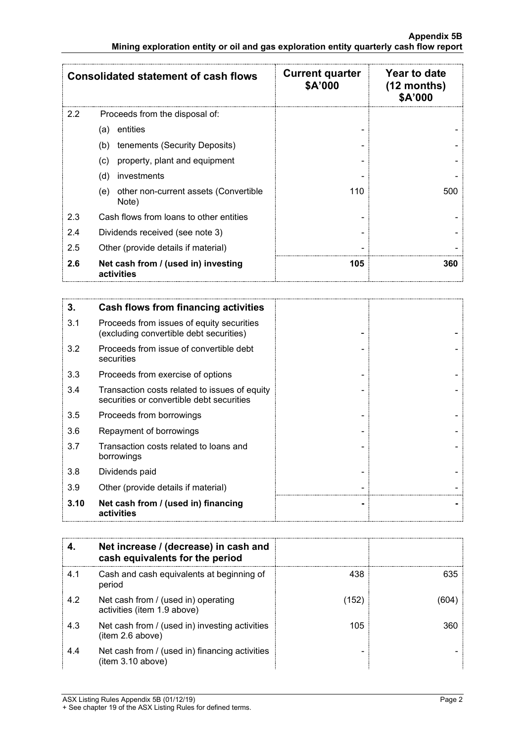| Consolidated statement of cash flows | | Current quarter $A'000 | Year to date (12 months) $A'000 |
|---|---|---|---|
| 2.2 | Proceeds from the disposal of: | | |
| | (a) entities | - | - |
| | (b) tenements (Security Deposits) | - | - |
| | (c) property, plant and equipment | - | - |
| | (d) investments | - | - |
| | (e) other non-current assets (Convertible Note) | 110 | 500 |
| 2.3 | Cash flows from loans to other entities | - | - |
| 2.4 | Dividends received (see note 3) | - | - |
| 2.5 | Other (provide details if material) | - | - |
| **2.6** | **Net cash from / (used in) investing activities** | **105** | **360** |

| **3.** | **Cash flows from financing activities** | | |
|---|---|---|---|
| 3.1 | Proceeds from issues of equity securities (excluding convertible debt securities) | - | - |
| 3.2 | Proceeds from issue of convertible debt securities | - | - |
| 3.3 | Proceeds from exercise of options | - | - |
| 3.4 | Transaction costs related to issues of equity securities or convertible debt securities | - | - |
| 3.5 | Proceeds from borrowings | - | - |
| 3.6 | Repayment of borrowings | - | - |
| 3.7 | Transaction costs related to loans and borrowings | - | - |
| 3.8 | Dividends paid | - | - |
| 3.9 | Other (provide details if material) | - | - |
| **3.10** | **Net cash from / (used in) financing activities** | **-** | **-** |

| **4.** | **Net increase / (decrease) in cash and cash equivalents for the period** | | |
|---|---|---|---|
| 4.1 | Cash and cash equivalents at beginning of period | 438 | 635 |
| 4.2 | Net cash from / (used in) operating activities (item 1.9 above) | (152) | (604) |
| 4.3 | Net cash from / (used in) investing activities (item 2.6 above) | 105 | 360 |
| 4.4 | Net cash from / (used in) financing activities (item 3.10 above) | - | - |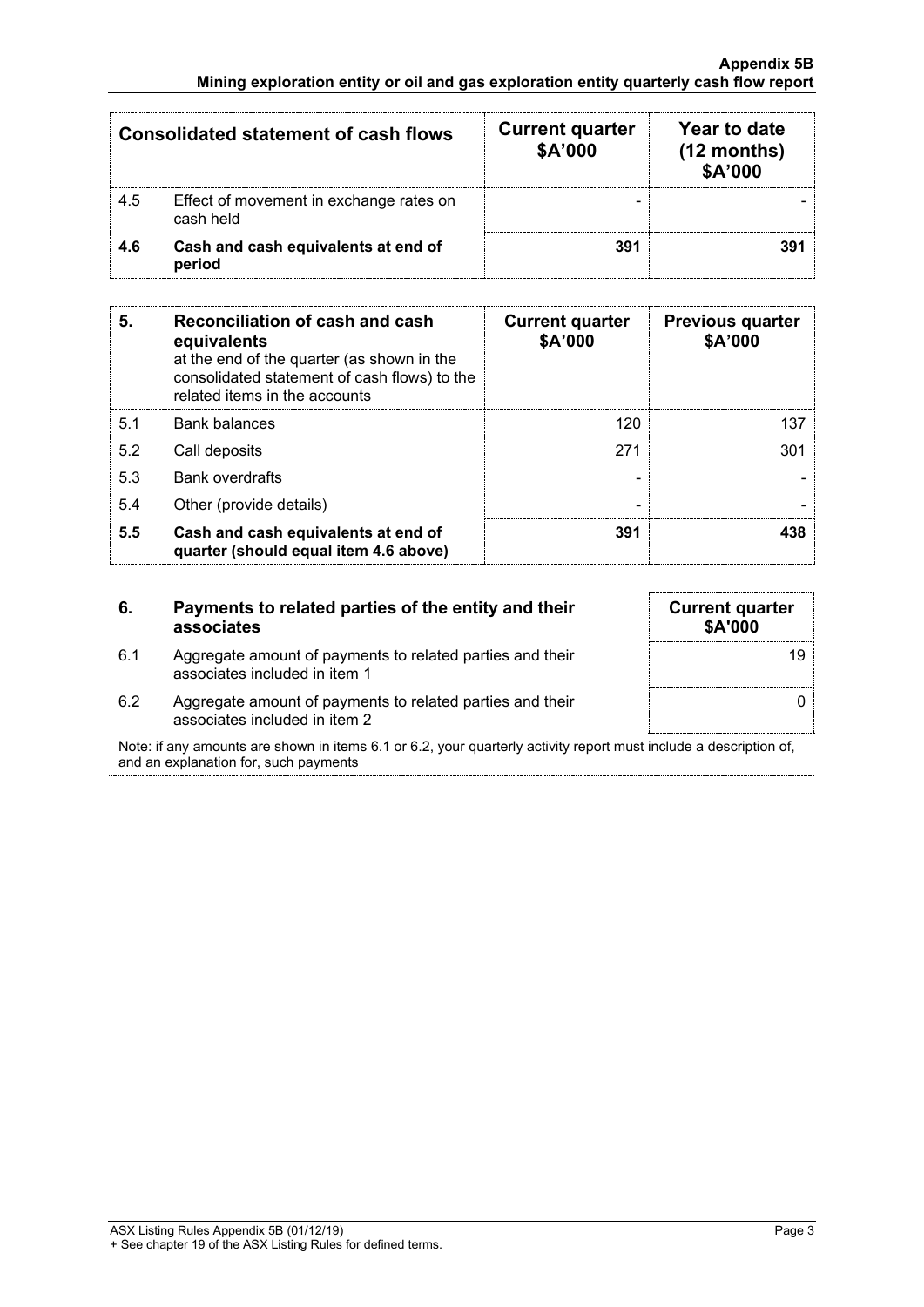| Consolidated statement of cash flows | | Current quarter \$A'000 | Year to date (12 months) \$A'000 |
|---|---|---|---|
| 4.5 | Effect of movement in exchange rates on cash held | - | - |
| **4.6** | **Cash and cash equivalents at end of period** | **391** | **391** |

| **5.** | **Reconciliation of cash and cash equivalents** at the end of the quarter (as shown in the consolidated statement of cash flows) to the related items in the accounts | **Current quarter \$A'000** | **Previous quarter \$A'000** |
|---|---|---|---|
| 5.1 | Bank balances | 120 | 137 |
| 5.2 | Call deposits | 271 | 301 |
| 5.3 | Bank overdrafts | - | - |
| 5.4 | Other (provide details) | - | - |
| **5.5** | **Cash and cash equivalents at end of quarter (should equal item 4.6 above)** | **391** | **438** |

| **6.** | **Payments to related parties of the entity and their associates** | **Current quarter \$A'000** |
|---|---|---|
| 6.1 | Aggregate amount of payments to related parties and their associates included in item 1 | 19 |
| 6.2 | Aggregate amount of payments to related parties and their associates included in item 2 | 0 |

Note: if any amounts are shown in items 6.1 or 6.2, your quarterly activity report must include a description of, and an explanation for, such payments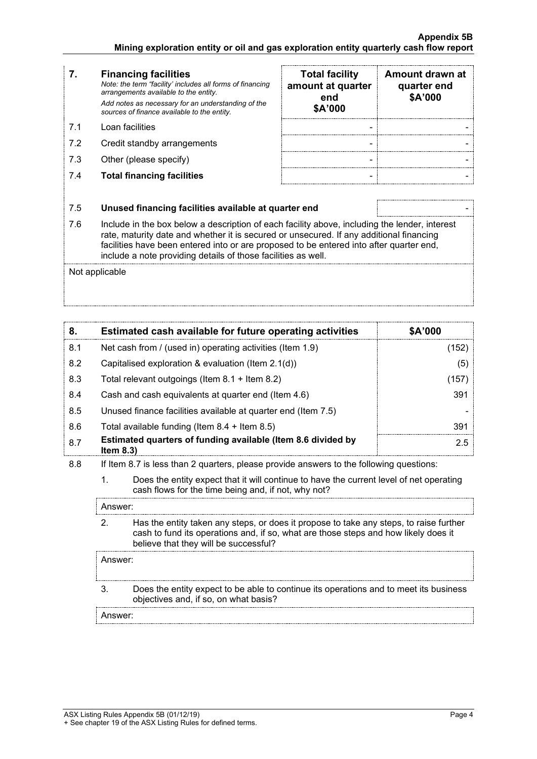| 7. | **Financing facilities**<br>*Note: the term "facility' includes all forms of financing arrangements available to the entity.*<br>*Add notes as necessary for an understanding of the sources of finance available to the entity.* | **Total facility amount at quarter end**<br>**$A'000** | **Amount drawn at quarter end**<br>**$A'000** |
|---|---|---|---|
| 7.1 | Loan facilities | - | - |
| 7.2 | Credit standby arrangements | - | - |
| 7.3 | Other (please specify) | - | - |
| 7.4 | **Total financing facilities** | - | - |

| | | |
|---|---|---|
| 7.5 | **Unused financing facilities available at quarter end** | - |

7.6 Include in the box below a description of each facility above, including the lender, interest rate, maturity date and whether it is secured or unsecured. If any additional financing facilities have been entered into or are proposed to be entered into after quarter end, include a note providing details of those facilities as well.

Not applicable

| 8. | **Estimated cash available for future operating activities** | **$A'000** |
|---|---|---|
| 8.1 | Net cash from / (used in) operating activities (Item 1.9) | (152) |
| 8.2 | Capitalised exploration & evaluation (Item 2.1(d)) | (5) |
| 8.3 | Total relevant outgoings (Item 8.1 + Item 8.2) | (157) |
| 8.4 | Cash and cash equivalents at quarter end (Item 4.6) | 391 |
| 8.5 | Unused finance facilities available at quarter end (Item 7.5) | - |
| 8.6 | Total available funding (Item 8.4 + Item 8.5) | 391 |
| 8.7 | **Estimated quarters of funding available (Item 8.6 divided by Item 8.3)** | 2.5 |

8.8 If Item 8.7 is less than 2 quarters, please provide answers to the following questions:

1. Does the entity expect that it will continue to have the current level of net operating cash flows for the time being and, if not, why not?

Answer:

2. Has the entity taken any steps, or does it propose to take any steps, to raise further cash to fund its operations and, if so, what are those steps and how likely does it believe that they will be successful?

Answer:

3. Does the entity expect to be able to continue its operations and to meet its business objectives and, if so, on what basis?

Answer: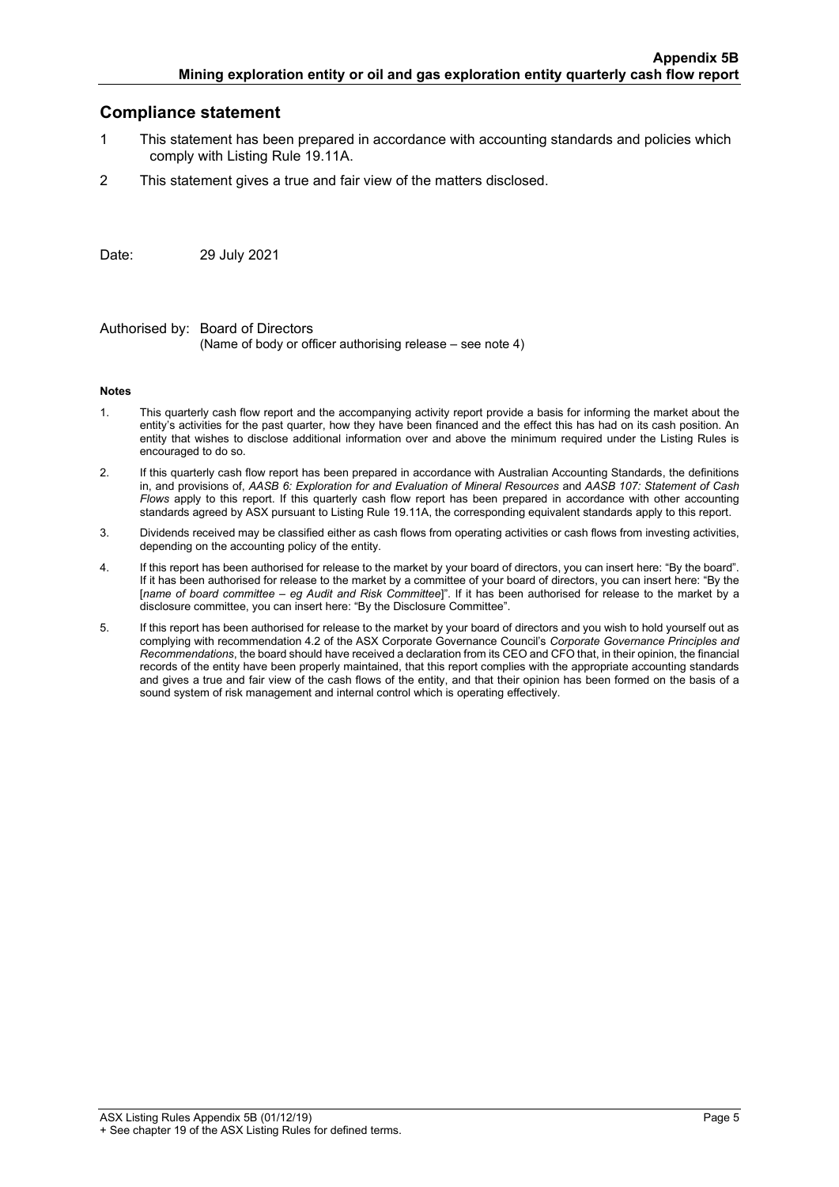## Compliance statement

1. This statement has been prepared in accordance with accounting standards and policies which comply with Listing Rule 19.11A.
2. This statement gives a true and fair view of the matters disclosed.

Date: 29 July 2021

Authorised by: Board of Directors
(Name of body or officer authorising release – see note 4)

**Notes**

1. This quarterly cash flow report and the accompanying activity report provide a basis for informing the market about the entity's activities for the past quarter, how they have been financed and the effect this has had on its cash position. An entity that wishes to disclose additional information over and above the minimum required under the Listing Rules is encouraged to do so.
2. If this quarterly cash flow report has been prepared in accordance with Australian Accounting Standards, the definitions in, and provisions of, *AASB 6: Exploration for and Evaluation of Mineral Resources* and *AASB 107: Statement of Cash Flows* apply to this report. If this quarterly cash flow report has been prepared in accordance with other accounting standards agreed by ASX pursuant to Listing Rule 19.11A, the corresponding equivalent standards apply to this report.
3. Dividends received may be classified either as cash flows from operating activities or cash flows from investing activities, depending on the accounting policy of the entity.
4. If this report has been authorised for release to the market by your board of directors, you can insert here: "By the board". If it has been authorised for release to the market by a committee of your board of directors, you can insert here: "By the [*name of board committee – eg Audit and Risk Committee*]". If it has been authorised for release to the market by a disclosure committee, you can insert here: "By the Disclosure Committee".
5. If this report has been authorised for release to the market by your board of directors and you wish to hold yourself out as complying with recommendation 4.2 of the ASX Corporate Governance Council's *Corporate Governance Principles and Recommendations*, the board should have received a declaration from its CEO and CFO that, in their opinion, the financial records of the entity have been properly maintained, that this report complies with the appropriate accounting standards and gives a true and fair view of the cash flows of the entity, and that their opinion has been formed on the basis of a sound system of risk management and internal control which is operating effectively.